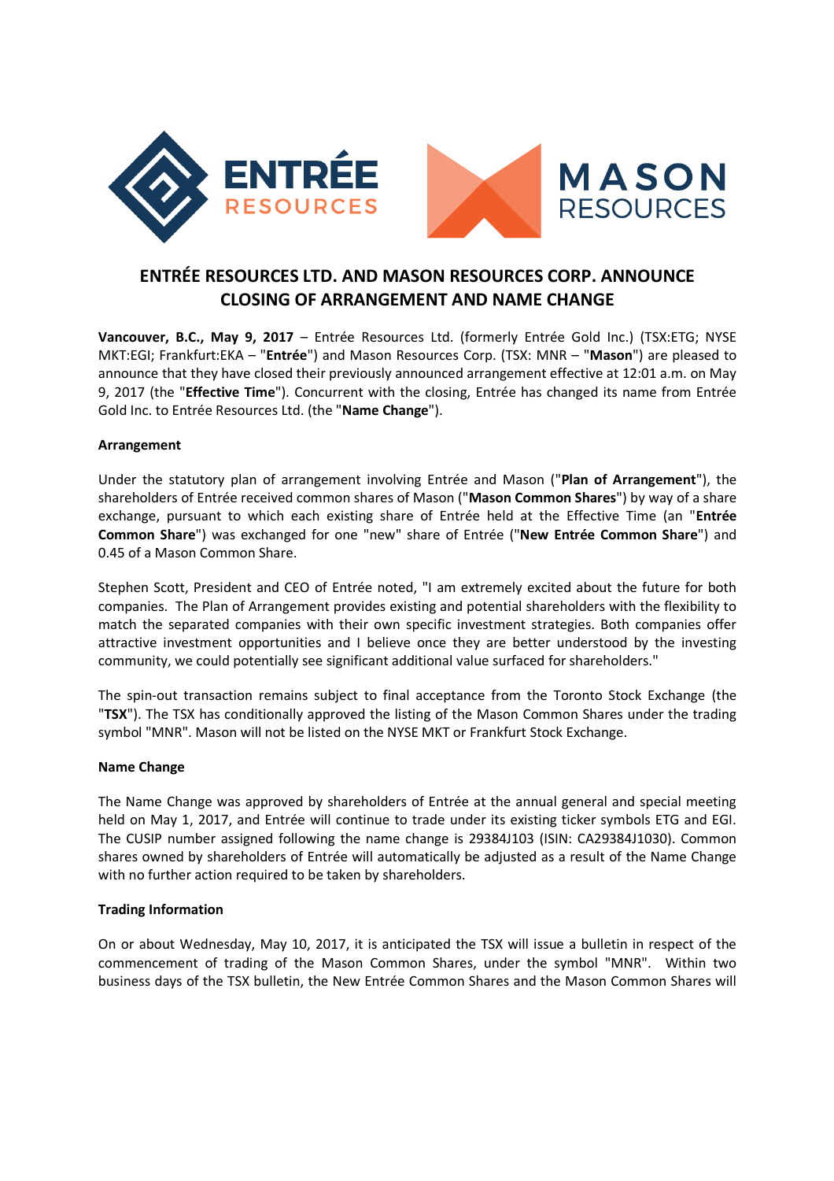# ENTRÉE RESOURCES LTD. AND MASON RESOURCES CORP. ANNOUNCE CLOSING OF ARRANGEMENT AND NAME CHANGE

**Vancouver, B.C., May 9, 2017** – Entrée Resources Ltd. (formerly Entrée Gold Inc.) (TSX:ETG; NYSE MKT:EGI; Frankfurt:EKA – "**Entrée**") and Mason Resources Corp. (TSX: MNR – "**Mason**") are pleased to announce that they have closed their previously announced arrangement effective at 12:01 a.m. on May 9, 2017 (the "**Effective Time**"). Concurrent with the closing, Entrée has changed its name from Entrée Gold Inc. to Entrée Resources Ltd. (the "**Name Change**").

**Arrangement**

Under the statutory plan of arrangement involving Entrée and Mason ("**Plan of Arrangement**"), the shareholders of Entrée received common shares of Mason ("**Mason Common Shares**") by way of a share exchange, pursuant to which each existing share of Entrée held at the Effective Time (an "**Entrée Common Share**") was exchanged for one "new" share of Entrée ("**New Entrée Common Share**") and 0.45 of a Mason Common Share.

Stephen Scott, President and CEO of Entrée noted, "I am extremely excited about the future for both companies. The Plan of Arrangement provides existing and potential shareholders with the flexibility to match the separated companies with their own specific investment strategies. Both companies offer attractive investment opportunities and I believe once they are better understood by the investing community, we could potentially see significant additional value surfaced for shareholders."

The spin-out transaction remains subject to final acceptance from the Toronto Stock Exchange (the "**TSX**"). The TSX has conditionally approved the listing of the Mason Common Shares under the trading symbol "MNR". Mason will not be listed on the NYSE MKT or Frankfurt Stock Exchange.

**Name Change**

The Name Change was approved by shareholders of Entrée at the annual general and special meeting held on May 1, 2017, and Entrée will continue to trade under its existing ticker symbols ETG and EGI. The CUSIP number assigned following the name change is 29384J103 (ISIN: CA29384J1030). Common shares owned by shareholders of Entrée will automatically be adjusted as a result of the Name Change with no further action required to be taken by shareholders.

**Trading Information**

On or about Wednesday, May 10, 2017, it is anticipated the TSX will issue a bulletin in respect of the commencement of trading of the Mason Common Shares, under the symbol "MNR". Within two business days of the TSX bulletin, the New Entrée Common Shares and the Mason Common Shares will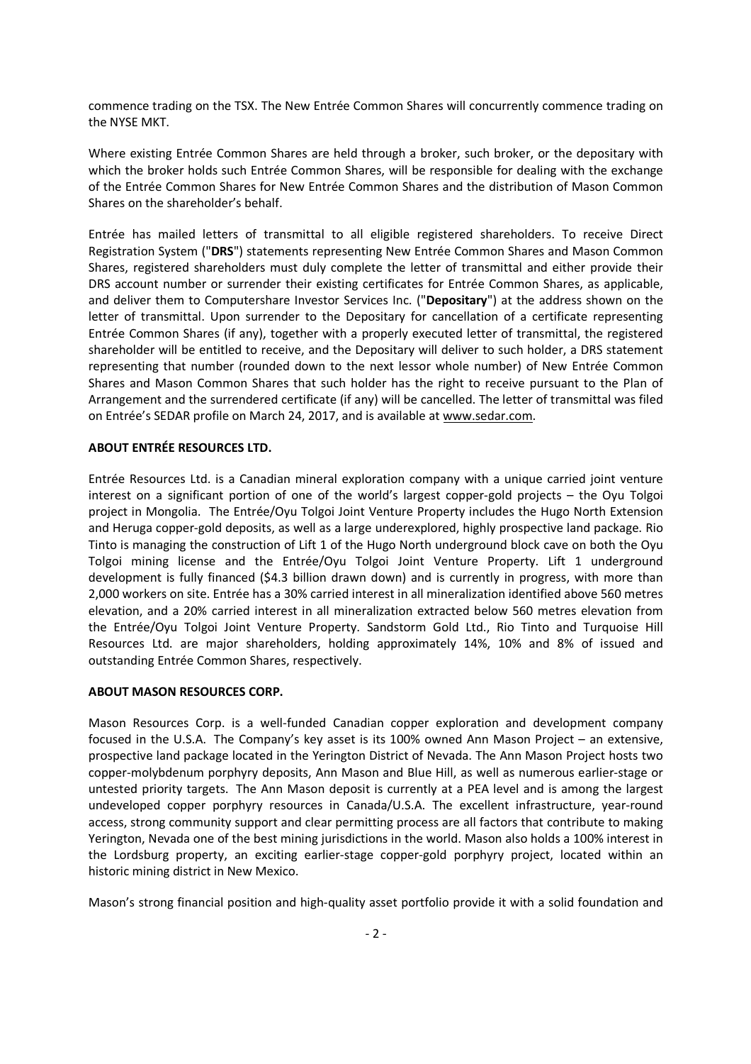commence trading on the TSX. The New Entrée Common Shares will concurrently commence trading on the NYSE MKT.

Where existing Entrée Common Shares are held through a broker, such broker, or the depositary with which the broker holds such Entrée Common Shares, will be responsible for dealing with the exchange of the Entrée Common Shares for New Entrée Common Shares and the distribution of Mason Common Shares on the shareholder's behalf.

Entrée has mailed letters of transmittal to all eligible registered shareholders. To receive Direct Registration System ("**DRS**") statements representing New Entrée Common Shares and Mason Common Shares, registered shareholders must duly complete the letter of transmittal and either provide their DRS account number or surrender their existing certificates for Entrée Common Shares, as applicable, and deliver them to Computershare Investor Services Inc. ("**Depositary**") at the address shown on the letter of transmittal. Upon surrender to the Depositary for cancellation of a certificate representing Entrée Common Shares (if any), together with a properly executed letter of transmittal, the registered shareholder will be entitled to receive, and the Depositary will deliver to such holder, a DRS statement representing that number (rounded down to the next lessor whole number) of New Entrée Common Shares and Mason Common Shares that such holder has the right to receive pursuant to the Plan of Arrangement and the surrendered certificate (if any) will be cancelled. The letter of transmittal was filed on Entrée's SEDAR profile on March 24, 2017, and is available at www.sedar.com.

**ABOUT ENTRÉE RESOURCES LTD.**

Entrée Resources Ltd. is a Canadian mineral exploration company with a unique carried joint venture interest on a significant portion of one of the world's largest copper-gold projects – the Oyu Tolgoi project in Mongolia. The Entrée/Oyu Tolgoi Joint Venture Property includes the Hugo North Extension and Heruga copper-gold deposits, as well as a large underexplored, highly prospective land package. Rio Tinto is managing the construction of Lift 1 of the Hugo North underground block cave on both the Oyu Tolgoi mining license and the Entrée/Oyu Tolgoi Joint Venture Property. Lift 1 underground development is fully financed ($4.3 billion drawn down) and is currently in progress, with more than 2,000 workers on site. Entrée has a 30% carried interest in all mineralization identified above 560 metres elevation, and a 20% carried interest in all mineralization extracted below 560 metres elevation from the Entrée/Oyu Tolgoi Joint Venture Property. Sandstorm Gold Ltd., Rio Tinto and Turquoise Hill Resources Ltd. are major shareholders, holding approximately 14%, 10% and 8% of issued and outstanding Entrée Common Shares, respectively.

**ABOUT MASON RESOURCES CORP.**

Mason Resources Corp. is a well-funded Canadian copper exploration and development company focused in the U.S.A. The Company's key asset is its 100% owned Ann Mason Project – an extensive, prospective land package located in the Yerington District of Nevada. The Ann Mason Project hosts two copper-molybdenum porphyry deposits, Ann Mason and Blue Hill, as well as numerous earlier-stage or untested priority targets. The Ann Mason deposit is currently at a PEA level and is among the largest undeveloped copper porphyry resources in Canada/U.S.A. The excellent infrastructure, year-round access, strong community support and clear permitting process are all factors that contribute to making Yerington, Nevada one of the best mining jurisdictions in the world. Mason also holds a 100% interest in the Lordsburg property, an exciting earlier-stage copper-gold porphyry project, located within an historic mining district in New Mexico.

Mason's strong financial position and high-quality asset portfolio provide it with a solid foundation and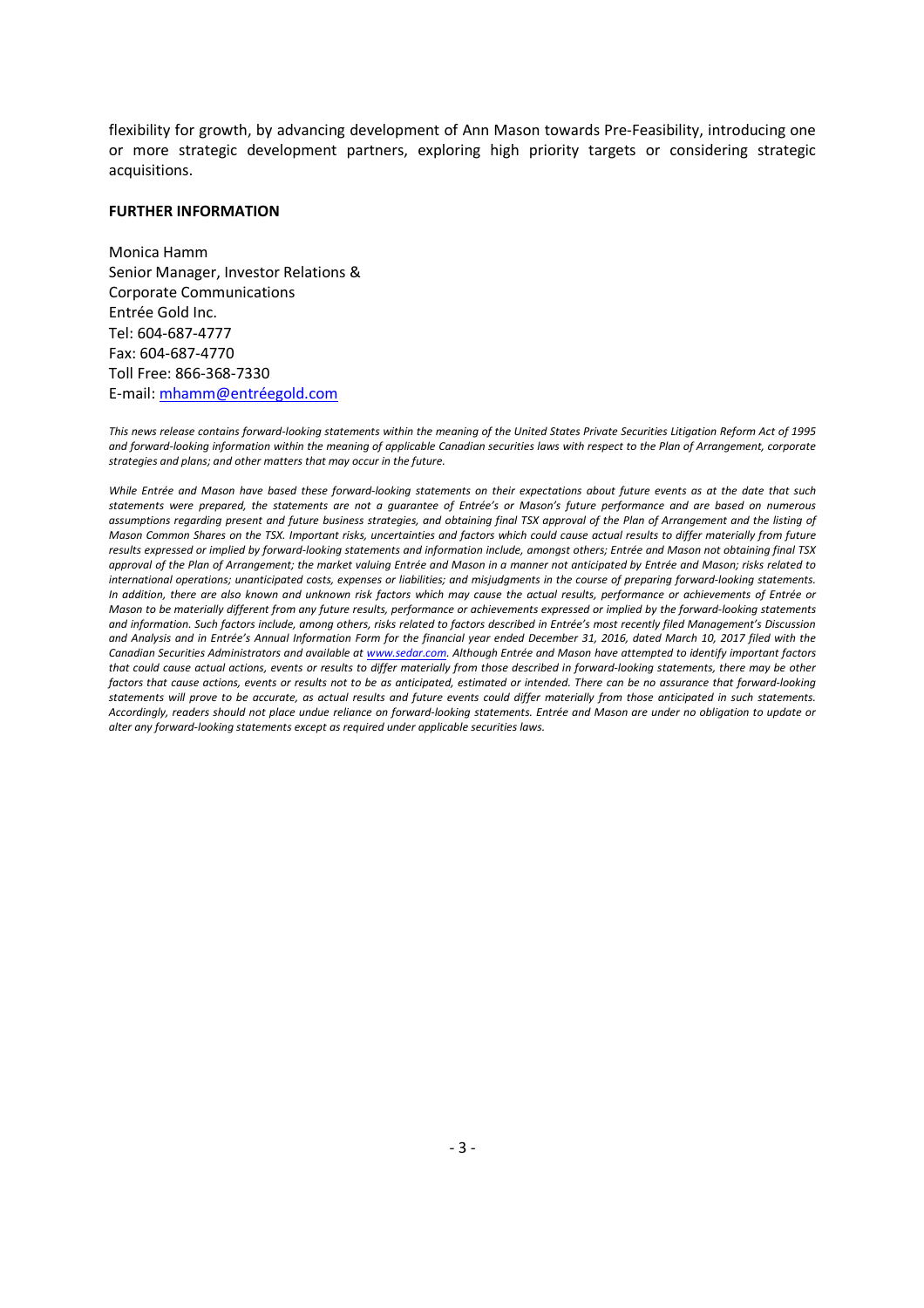flexibility for growth, by advancing development of Ann Mason towards Pre-Feasibility, introducing one or more strategic development partners, exploring high priority targets or considering strategic acquisitions.

**FURTHER INFORMATION**

Monica Hamm
Senior Manager, Investor Relations &
Corporate Communications
Entrée Gold Inc.
Tel: 604-687-4777
Fax: 604-687-4770
Toll Free: 866-368-7330
E-mail: mhamm@entréegold.com

*This news release contains forward-looking statements within the meaning of the United States Private Securities Litigation Reform Act of 1995 and forward-looking information within the meaning of applicable Canadian securities laws with respect to the Plan of Arrangement, corporate strategies and plans; and other matters that may occur in the future.*

*While Entrée and Mason have based these forward-looking statements on their expectations about future events as at the date that such statements were prepared, the statements are not a guarantee of Entrée's or Mason's future performance and are based on numerous assumptions regarding present and future business strategies, and obtaining final TSX approval of the Plan of Arrangement and the listing of Mason Common Shares on the TSX. Important risks, uncertainties and factors which could cause actual results to differ materially from future results expressed or implied by forward-looking statements and information include, amongst others; Entrée and Mason not obtaining final TSX approval of the Plan of Arrangement; the market valuing Entrée and Mason in a manner not anticipated by Entrée and Mason; risks related to international operations; unanticipated costs, expenses or liabilities; and misjudgments in the course of preparing forward-looking statements. In addition, there are also known and unknown risk factors which may cause the actual results, performance or achievements of Entrée or Mason to be materially different from any future results, performance or achievements expressed or implied by the forward-looking statements and information. Such factors include, among others, risks related to factors described in Entrée's most recently filed Management's Discussion and Analysis and in Entrée's Annual Information Form for the financial year ended December 31, 2016, dated March 10, 2017 filed with the Canadian Securities Administrators and available at www.sedar.com. Although Entrée and Mason have attempted to identify important factors that could cause actual actions, events or results to differ materially from those described in forward-looking statements, there may be other factors that cause actions, events or results not to be as anticipated, estimated or intended. There can be no assurance that forward-looking statements will prove to be accurate, as actual results and future events could differ materially from those anticipated in such statements. Accordingly, readers should not place undue reliance on forward-looking statements. Entrée and Mason are under no obligation to update or alter any forward-looking statements except as required under applicable securities laws.*